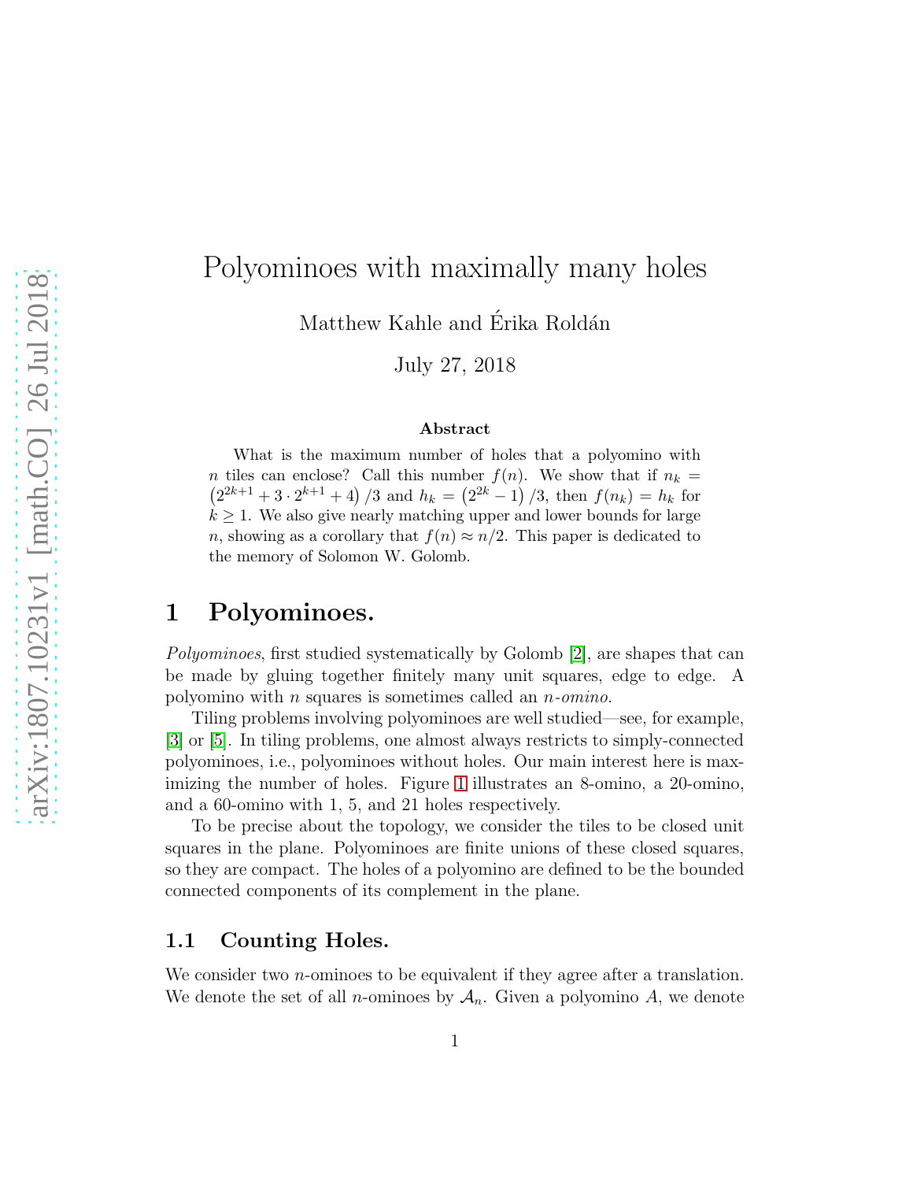# Polyominoes with maximally many holes

Matthew Kahle and Érika Roldán

July 27, 2018

### Abstract

What is the maximum number of holes that a polyomino with $n$ tiles can enclose? Call this number $f(n)$. We show that if $n_k = \left(2^{2k+1} + 3 \cdot 2^{k+1} + 4\right)/3$ and $h_k = \left(2^{2k} - 1\right)/3$, then $f(n_k) = h_k$ for $k \geq 1$. We also give nearly matching upper and lower bounds for large $n$, showing as a corollary that $f(n) \approx n/2$. This paper is dedicated to the memory of Solomon W. Golomb.

## 1 Polyominoes.

*Polyominoes*, first studied systematically by Golomb [2], are shapes that can be made by gluing together finitely many unit squares, edge to edge. A polyomino with $n$ squares is sometimes called an *$n$-omino*.

Tiling problems involving polyominoes are well studied—see, for example, [3] or [5]. In tiling problems, one almost always restricts to simply-connected polyominoes, i.e., polyominoes without holes. Our main interest here is maximizing the number of holes. Figure 1 illustrates an 8-omino, a 20-omino, and a 60-omino with 1, 5, and 21 holes respectively.

To be precise about the topology, we consider the tiles to be closed unit squares in the plane. Polyominoes are finite unions of these closed squares, so they are compact. The holes of a polyomino are defined to be the bounded connected components of its complement in the plane.

### 1.1 Counting Holes.

We consider two $n$-ominoes to be equivalent if they agree after a translation. We denote the set of all $n$-ominoes by $\mathcal{A}_n$. Given a polyomino $A$, we denote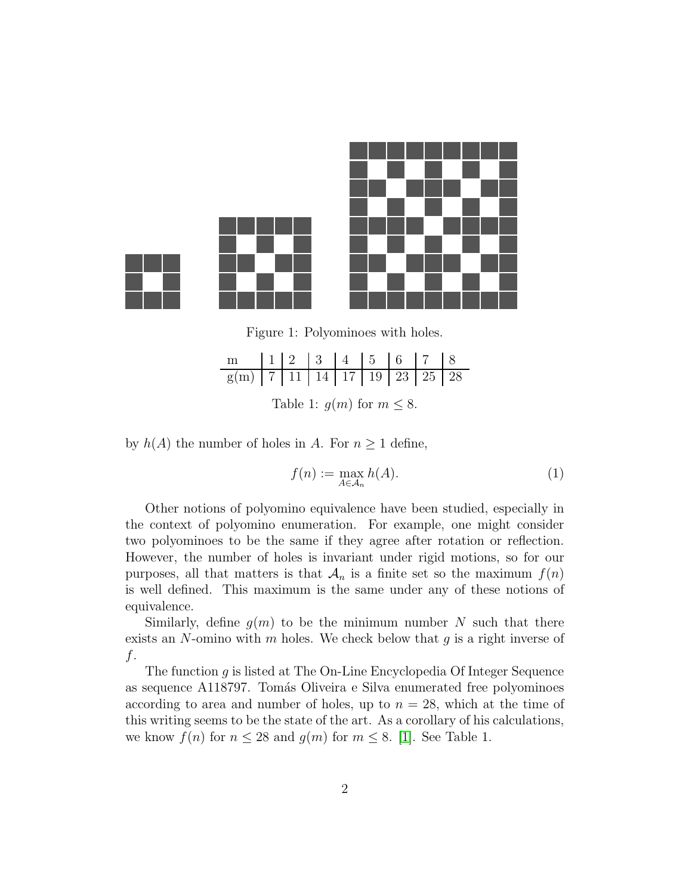Figure 1: Polyominoes with holes.

| m | 1 | 2 | 3 | 4 | 5 | 6 | 7 | 8 |
|---|---|---|---|---|---|---|---|---|
| g(m) | 7 | 11 | 14 | 17 | 19 | 23 | 25 | 28 |

Table 1: $g(m)$ for $m \leq 8$.

by $h(A)$ the number of holes in $A$. For $n \geq 1$ define,

$$f(n) := \max_{A \in \mathcal{A}_n} h(A). \tag{1}$$

Other notions of polyomino equivalence have been studied, especially in the context of polyomino enumeration. For example, one might consider two polyominoes to be the same if they agree after rotation or reflection. However, the number of holes is invariant under rigid motions, so for our purposes, all that matters is that $\mathcal{A}_n$ is a finite set so the maximum $f(n)$ is well defined. This maximum is the same under any of these notions of equivalence.

Similarly, define $g(m)$ to be the minimum number $N$ such that there exists an $N$-omino with $m$ holes. We check below that $g$ is a right inverse of $f$.

The function $g$ is listed at The On-Line Encyclopedia Of Integer Sequence as sequence A118797. Tomás Oliveira e Silva enumerated free polyominoes according to area and number of holes, up to $n = 28$, which at the time of this writing seems to be the state of the art. As a corollary of his calculations, we know $f(n)$ for $n \leq 28$ and $g(m)$ for $m \leq 8$. [1]. See Table 1.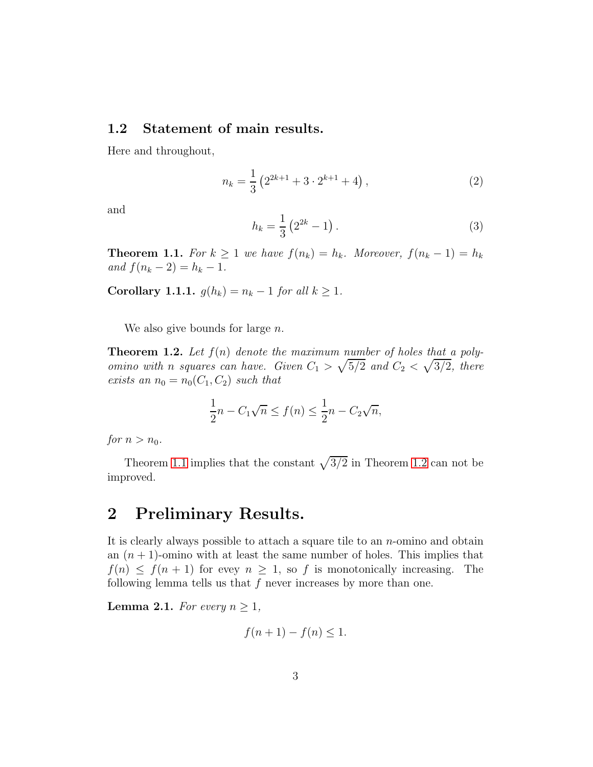### 1.2 Statement of main results.

Here and throughout,

$$n_k = \frac{1}{3}\left(2^{2k+1} + 3\cdot 2^{k+1} + 4\right), \tag{2}$$

and

$$h_k = \frac{1}{3}\left(2^{2k} - 1\right). \tag{3}$$

**Theorem 1.1.** *For $k \geq 1$ we have $f(n_k) = h_k$. Moreover, $f(n_k - 1) = h_k$ and $f(n_k - 2) = h_k - 1$.*

**Corollary 1.1.1.** $g(h_k) = n_k - 1$ *for all* $k \geq 1$.

We also give bounds for large $n$.

**Theorem 1.2.** *Let $f(n)$ denote the maximum number of holes that a polyomino with $n$ squares can have. Given $C_1 > \sqrt{5/2}$ and $C_2 < \sqrt{3/2}$, there exists an $n_0 = n_0(C_1, C_2)$ such that*

$$\frac{1}{2}n - C_1\sqrt{n} \leq f(n) \leq \frac{1}{2}n - C_2\sqrt{n},$$

*for $n > n_0$.*

Theorem 1.1 implies that the constant $\sqrt{3/2}$ in Theorem 1.2 can not be improved.

# 2 Preliminary Results.

It is clearly always possible to attach a square tile to an $n$-omino and obtain an $(n+1)$-omino with at least the same number of holes. This implies that $f(n) \leq f(n+1)$ for evey $n \geq 1$, so $f$ is monotonically increasing. The following lemma tells us that $f$ never increases by more than one.

**Lemma 2.1.** *For every $n \geq 1$,*

$$f(n+1) - f(n) \leq 1.$$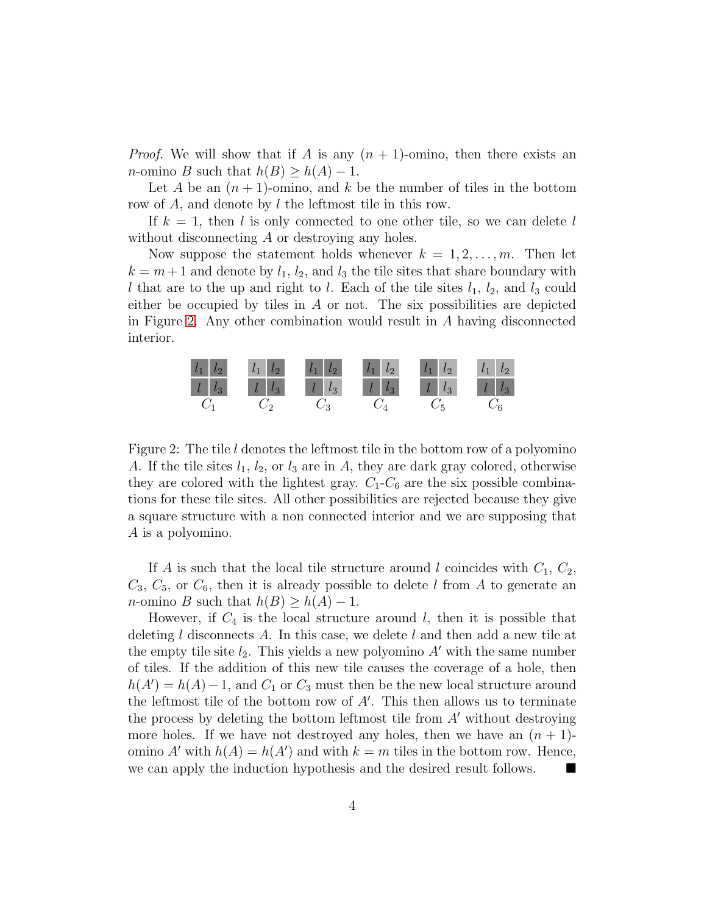*Proof.* We will show that if $A$ is any $(n+1)$-omino, then there exists an $n$-omino $B$ such that $h(B) \geq h(A) - 1$.

Let $A$ be an $(n+1)$-omino, and $k$ be the number of tiles in the bottom row of $A$, and denote by $l$ the leftmost tile in this row.

If $k = 1$, then $l$ is only connected to one other tile, so we can delete $l$ without disconnecting $A$ or destroying any holes.

Now suppose the statement holds whenever $k = 1, 2, \ldots, m$. Then let $k = m+1$ and denote by $l_1$, $l_2$, and $l_3$ the tile sites that share boundary with $l$ that are to the up and right to $l$. Each of the tile sites $l_1$, $l_2$, and $l_3$ could either be occupied by tiles in $A$ or not. The six possibilities are depicted in Figure 2. Any other combination would result in $A$ having disconnected interior.

| $l_1$ | $l_2$ | | $l_1$ | $l_2$ | | $l_1$ | $l_2$ | | $l_1$ | $l_2$ | | $l_1$ | $l_2$ | | $l_1$ | $l_2$ |
|---|---|---|---|---|---|---|---|---|---|---|---|---|---|---|---|---|
| $l$ | $l_3$ | | $l$ | $l_3$ | | $l$ | $l_3$ | | $l$ | $l_3$ | | $l$ | $l_3$ | | $l$ | $l_3$ |
| $C_1$ | | | $C_2$ | | | $C_3$ | | | $C_4$ | | | $C_5$ | | | $C_6$ | |

Figure 2: The tile $l$ denotes the leftmost tile in the bottom row of a polyomino $A$. If the tile sites $l_1$, $l_2$, or $l_3$ are in $A$, they are dark gray colored, otherwise they are colored with the lightest gray. $C_1$-$C_6$ are the six possible combinations for these tile sites. All other possibilities are rejected because they give a square structure with a non connected interior and we are supposing that $A$ is a polyomino.

If $A$ is such that the local tile structure around $l$ coincides with $C_1$, $C_2$, $C_3$, $C_5$, or $C_6$, then it is already possible to delete $l$ from $A$ to generate an $n$-omino $B$ such that $h(B) \geq h(A) - 1$.

However, if $C_4$ is the local structure around $l$, then it is possible that deleting $l$ disconnects $A$. In this case, we delete $l$ and then add a new tile at the empty tile site $l_2$. This yields a new polyomino $A'$ with the same number of tiles. If the addition of this new tile causes the coverage of a hole, then $h(A') = h(A) - 1$, and $C_1$ or $C_3$ must then be the new local structure around the leftmost tile of the bottom row of $A'$. This then allows us to terminate the process by deleting the bottom leftmost tile from $A'$ without destroying more holes. If we have not destroyed any holes, then we have an $(n+1)$-omino $A'$ with $h(A) = h(A')$ and with $k = m$ tiles in the bottom row. Hence, we can apply the induction hypothesis and the desired result follows. ∎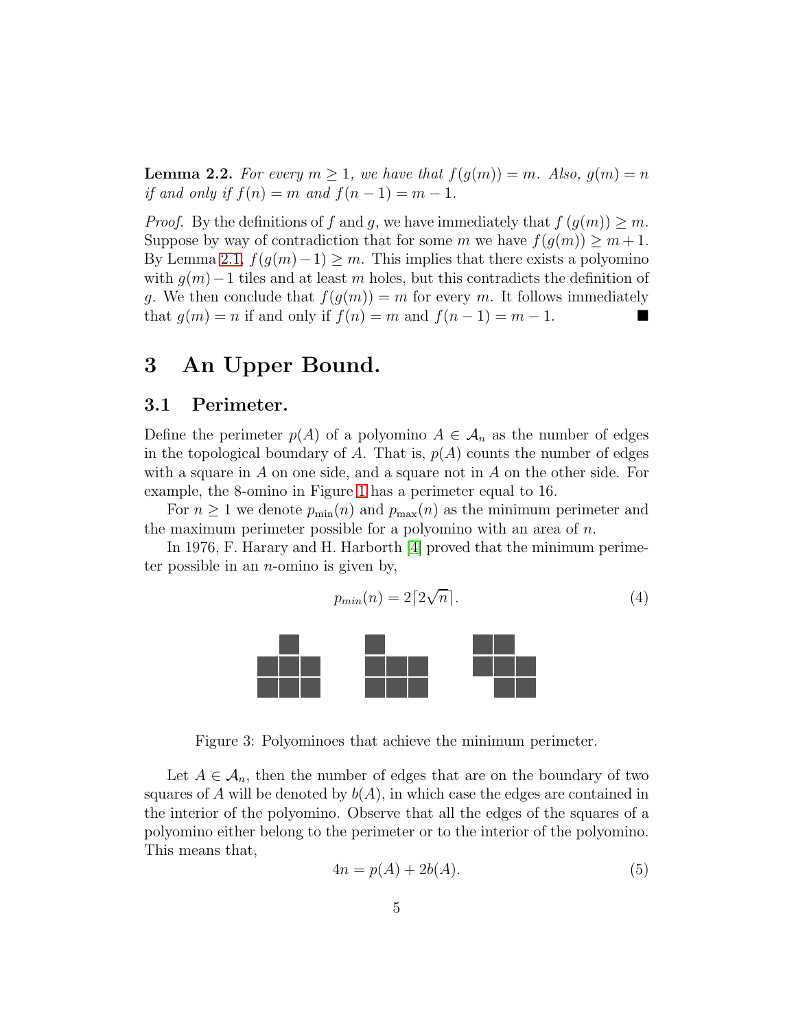**Lemma 2.2.** *For every $m \geq 1$, we have that $f(g(m)) = m$. Also, $g(m) = n$ if and only if $f(n) = m$ and $f(n-1) = m-1$.*

*Proof.* By the definitions of $f$ and $g$, we have immediately that $f\,(g(m)) \geq m$. Suppose by way of contradiction that for some $m$ we have $f(g(m)) \geq m+1$. By Lemma 2.1, $f(g(m)-1) \geq m$. This implies that there exists a polyomino with $g(m)-1$ tiles and at least $m$ holes, but this contradicts the definition of $g$. We then conclude that $f(g(m)) = m$ for every $m$. It follows immediately that $g(m) = n$ if and only if $f(n) = m$ and $f(n-1) = m-1$. ∎

# 3 An Upper Bound.

## 3.1 Perimeter.

Define the perimeter $p(A)$ of a polyomino $A \in \mathcal{A}_n$ as the number of edges in the topological boundary of $A$. That is, $p(A)$ counts the number of edges with a square in $A$ on one side, and a square not in $A$ on the other side. For example, the 8-omino in Figure 1 has a perimeter equal to 16.

For $n \geq 1$ we denote $p_{\min}(n)$ and $p_{\max}(n)$ as the minimum perimeter and the maximum perimeter possible for a polyomino with an area of $n$.

In 1976, F. Harary and H. Harborth [4] proved that the minimum perimeter possible in an $n$-omino is given by,

$$p_{min}(n) = 2\lceil 2\sqrt{n}\rceil. \tag{4}$$

Figure 3: Polyominoes that achieve the minimum perimeter.

Let $A \in \mathcal{A}_n$, then the number of edges that are on the boundary of two squares of $A$ will be denoted by $b(A)$, in which case the edges are contained in the interior of the polyomino. Observe that all the edges of the squares of a polyomino either belong to the perimeter or to the interior of the polyomino. This means that,

$$4n = p(A) + 2b(A). \tag{5}$$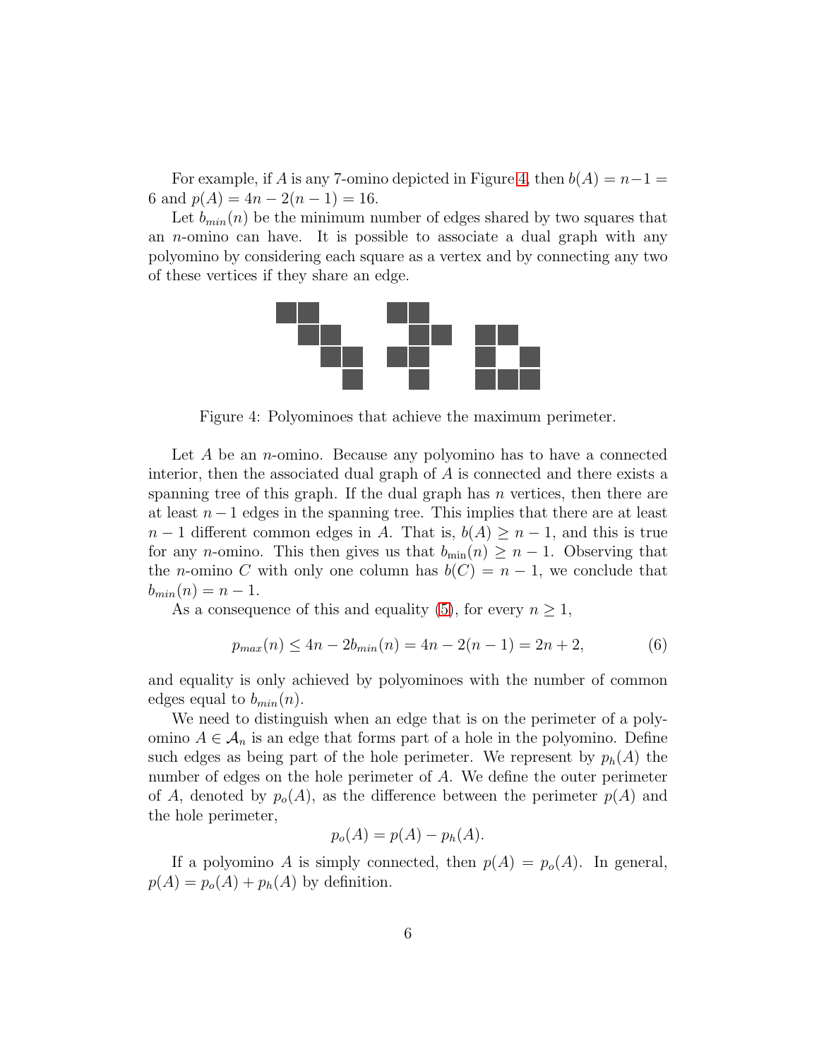For example, if $A$ is any 7-omino depicted in Figure 4, then $b(A) = n-1 = 6$ and $p(A) = 4n - 2(n-1) = 16$.

Let $b_{min}(n)$ be the minimum number of edges shared by two squares that an $n$-omino can have. It is possible to associate a dual graph with any polyomino by considering each square as a vertex and by connecting any two of these vertices if they share an edge.

Figure 4: Polyominoes that achieve the maximum perimeter.

Let $A$ be an $n$-omino. Because any polyomino has to have a connected interior, then the associated dual graph of $A$ is connected and there exists a spanning tree of this graph. If the dual graph has $n$ vertices, then there are at least $n-1$ edges in the spanning tree. This implies that there are at least $n-1$ different common edges in $A$. That is, $b(A) \geq n-1$, and this is true for any $n$-omino. This then gives us that $b_{\min}(n) \geq n-1$. Observing that the $n$-omino $C$ with only one column has $b(C) = n-1$, we conclude that $b_{min}(n) = n-1$.

As a consequence of this and equality (5), for every $n \geq 1$,

$$p_{max}(n) \leq 4n - 2b_{min}(n) = 4n - 2(n-1) = 2n+2, \tag{6}$$

and equality is only achieved by polyominoes with the number of common edges equal to $b_{min}(n)$.

We need to distinguish when an edge that is on the perimeter of a polyomino $A \in \mathcal{A}_n$ is an edge that forms part of a hole in the polyomino. Define such edges as being part of the hole perimeter. We represent by $p_h(A)$ the number of edges on the hole perimeter of $A$. We define the outer perimeter of $A$, denoted by $p_o(A)$, as the difference between the perimeter $p(A)$ and the hole perimeter,

$$p_o(A) = p(A) - p_h(A).$$

If a polyomino $A$ is simply connected, then $p(A) = p_o(A)$. In general, $p(A) = p_o(A) + p_h(A)$ by definition.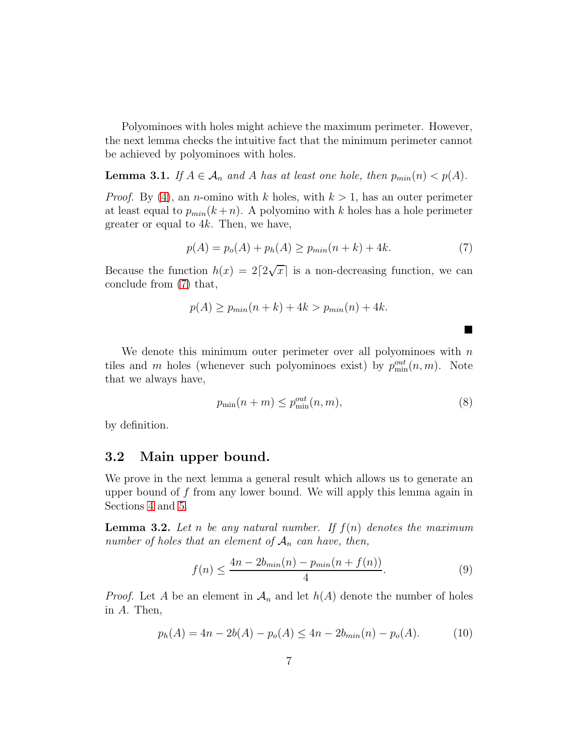Polyominoes with holes might achieve the maximum perimeter. However, the next lemma checks the intuitive fact that the minimum perimeter cannot be achieved by polyominoes with holes.

**Lemma 3.1.** *If $A \in \mathcal{A}_n$ and $A$ has at least one hole, then $p_{min}(n) < p(A)$.*

*Proof.* By (4), an $n$-omino with $k$ holes, with $k > 1$, has an outer perimeter at least equal to $p_{min}(k+n)$. A polyomino with $k$ holes has a hole perimeter greater or equal to $4k$. Then, we have,

$$p(A) = p_o(A) + p_h(A) \geq p_{min}(n+k) + 4k. \tag{7}$$

Because the function $h(x) = 2\lceil 2\sqrt{x}\rceil$ is a non-decreasing function, we can conclude from (7) that,

$$p(A) \geq p_{min}(n+k) + 4k > p_{min}(n) + 4k.$$

■

We denote this minimum outer perimeter over all polyominoes with $n$ tiles and $m$ holes (whenever such polyominoes exist) by $p^{out}_{\min}(n,m)$. Note that we always have,

$$p_{\min}(n+m) \leq p^{out}_{\min}(n,m), \tag{8}$$

by definition.

## 3.2 Main upper bound.

We prove in the next lemma a general result which allows us to generate an upper bound of $f$ from any lower bound. We will apply this lemma again in Sections 4 and 5.

**Lemma 3.2.** *Let $n$ be any natural number. If $f(n)$ denotes the maximum number of holes that an element of $\mathcal{A}_n$ can have, then,*

$$f(n) \leq \frac{4n - 2b_{min}(n) - p_{min}(n+f(n))}{4}. \tag{9}$$

*Proof.* Let $A$ be an element in $\mathcal{A}_n$ and let $h(A)$ denote the number of holes in $A$. Then,

$$p_h(A) = 4n - 2b(A) - p_o(A) \leq 4n - 2b_{min}(n) - p_o(A). \tag{10}$$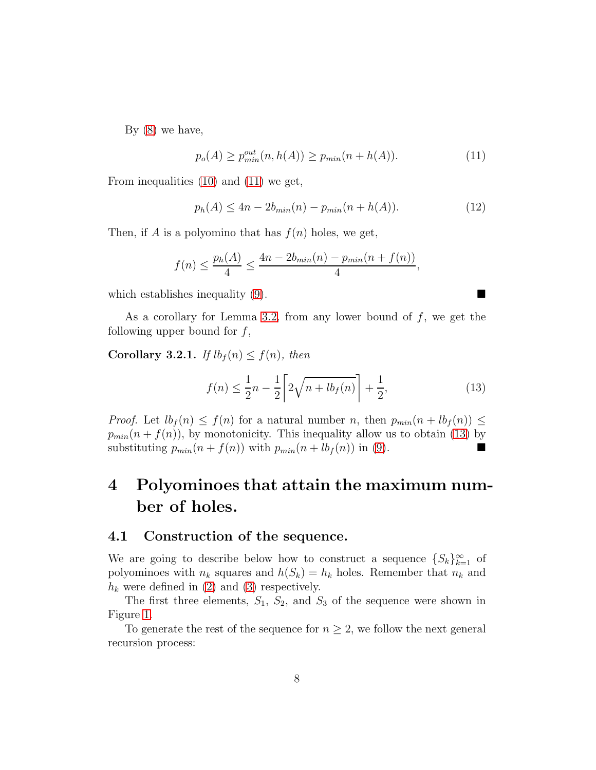By (8) we have,

$$p_o(A) \geq p^{out}_{min}(n, h(A)) \geq p_{min}(n + h(A)). \tag{11}$$

From inequalities (10) and (11) we get,

$$p_h(A) \leq 4n - 2b_{min}(n) - p_{min}(n + h(A)). \tag{12}$$

Then, if $A$ is a polyomino that has $f(n)$ holes, we get,

$$f(n) \leq \frac{p_h(A)}{4} \leq \frac{4n - 2b_{min}(n) - p_{min}(n + f(n))}{4},$$

which establishes inequality (9). ∎

As a corollary for Lemma 3.2, from any lower bound of $f$, we get the following upper bound for $f$,

**Corollary 3.2.1.** *If $lb_f(n) \leq f(n)$, then*

$$f(n) \leq \frac{1}{2}n - \frac{1}{2}\left\lceil 2\sqrt{n + lb_f(n)}\right\rceil + \frac{1}{2}, \tag{13}$$

*Proof.* Let $lb_f(n) \leq f(n)$ for a natural number $n$, then $p_{min}(n + lb_f(n)) \leq p_{min}(n + f(n))$, by monotonicity. This inequality allow us to obtain (13) by substituting $p_{min}(n + f(n))$ with $p_{min}(n + lb_f(n))$ in (9). ∎

# 4 Polyominoes that attain the maximum number of holes.

## 4.1 Construction of the sequence.

We are going to describe below how to construct a sequence $\{S_k\}_{k=1}^{\infty}$ of polyominoes with $n_k$ squares and $h(S_k) = h_k$ holes. Remember that $n_k$ and $h_k$ were defined in (2) and (3) respectively.

The first three elements, $S_1$, $S_2$, and $S_3$ of the sequence were shown in Figure 1.

To generate the rest of the sequence for $n \geq 2$, we follow the next general recursion process: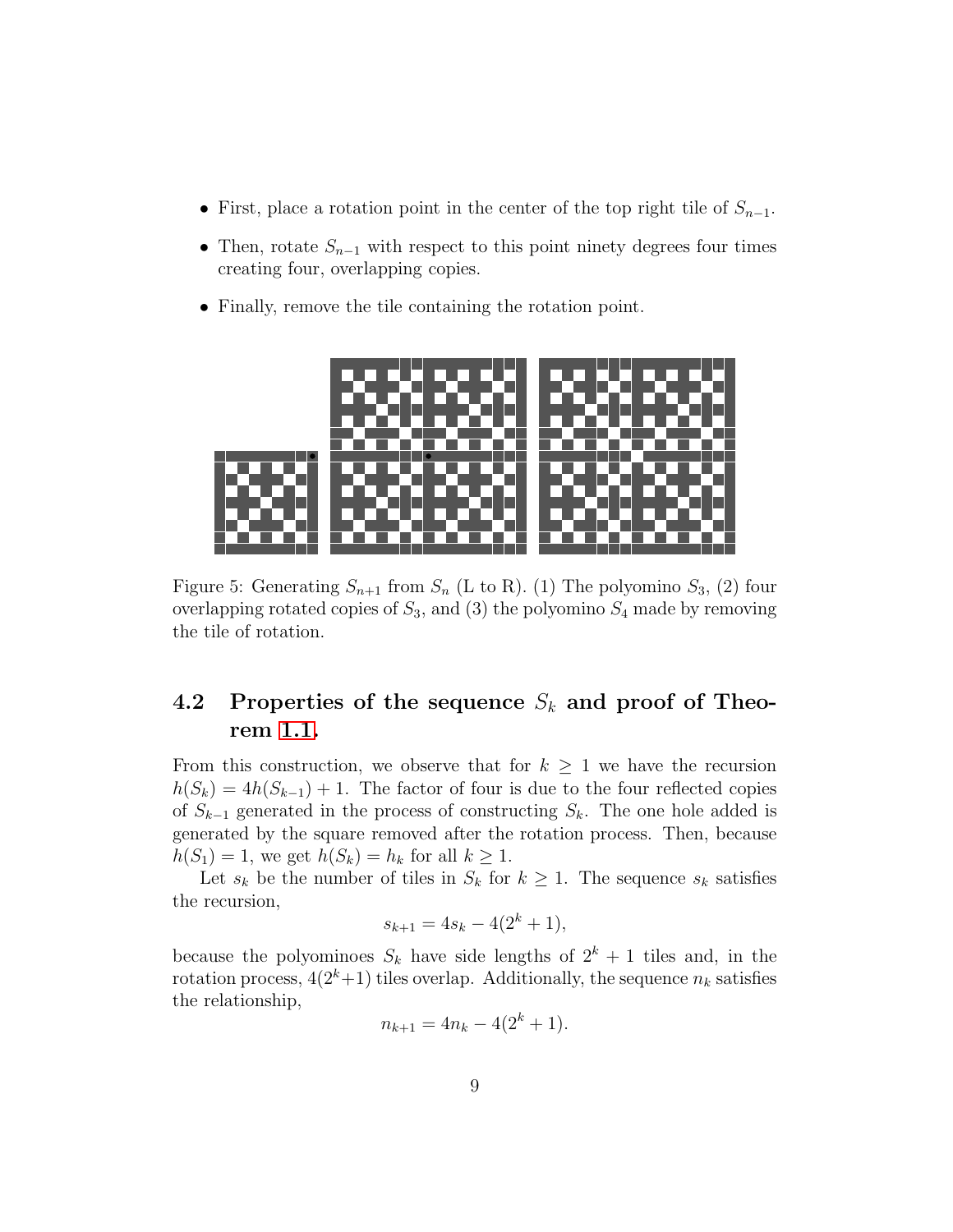- First, place a rotation point in the center of the top right tile of $S_{n-1}$.
- Then, rotate $S_{n-1}$ with respect to this point ninety degrees four times creating four, overlapping copies.
- Finally, remove the tile containing the rotation point.

Figure 5: Generating $S_{n+1}$ from $S_n$ (L to R). (1) The polyomino $S_3$, (2) four overlapping rotated copies of $S_3$, and (3) the polyomino $S_4$ made by removing the tile of rotation.

## 4.2 Properties of the sequence $S_k$ and proof of Theorem 1.1.

From this construction, we observe that for $k \geq 1$ we have the recursion $h(S_k) = 4h(S_{k-1}) + 1$. The factor of four is due to the four reflected copies of $S_{k-1}$ generated in the process of constructing $S_k$. The one hole added is generated by the square removed after the rotation process. Then, because $h(S_1) = 1$, we get $h(S_k) = h_k$ for all $k \geq 1$.

Let $s_k$ be the number of tiles in $S_k$ for $k \geq 1$. The sequence $s_k$ satisfies the recursion,

$$s_{k+1} = 4s_k - 4(2^k + 1),$$

because the polyominoes $S_k$ have side lengths of $2^k + 1$ tiles and, in the rotation process, $4(2^k+1)$ tiles overlap. Additionally, the sequence $n_k$ satisfies the relationship,

$$n_{k+1} = 4n_k - 4(2^k + 1).$$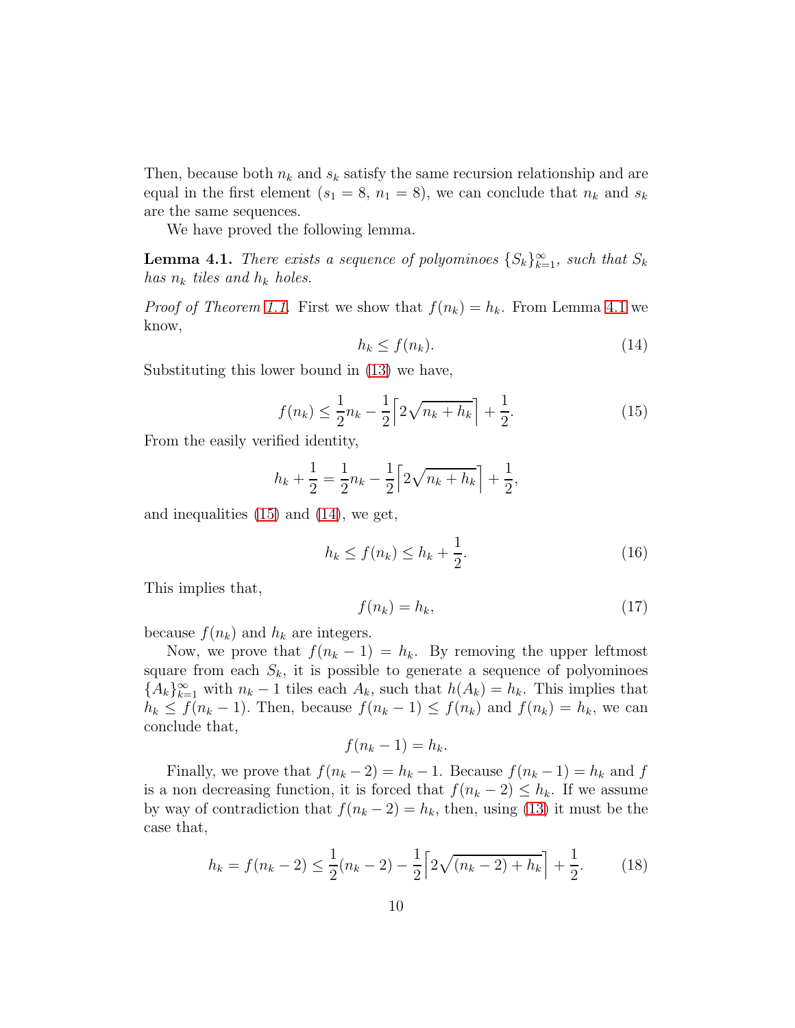Then, because both $n_k$ and $s_k$ satisfy the same recursion relationship and are equal in the first element ($s_1 = 8$, $n_1 = 8$), we can conclude that $n_k$ and $s_k$ are the same sequences.

We have proved the following lemma.

**Lemma 4.1.** *There exists a sequence of polyominoes $\{S_k\}_{k=1}^{\infty}$, such that $S_k$ has $n_k$ tiles and $h_k$ holes.*

*Proof of Theorem 1.1.* First we show that $f(n_k) = h_k$. From Lemma 4.1 we know,

$$h_k \leq f(n_k). \tag{14}$$

Substituting this lower bound in (13) we have,

$$f(n_k) \leq \frac{1}{2}n_k - \frac{1}{2}\left\lceil 2\sqrt{n_k + h_k}\right\rceil + \frac{1}{2}. \tag{15}$$

From the easily verified identity,

$$h_k + \frac{1}{2} = \frac{1}{2}n_k - \frac{1}{2}\left\lceil 2\sqrt{n_k + h_k}\right\rceil + \frac{1}{2},$$

and inequalities (15) and (14), we get,

$$h_k \leq f(n_k) \leq h_k + \frac{1}{2}. \tag{16}$$

This implies that,

$$f(n_k) = h_k, \tag{17}$$

because $f(n_k)$ and $h_k$ are integers.

Now, we prove that $f(n_k - 1) = h_k$. By removing the upper leftmost square from each $S_k$, it is possible to generate a sequence of polyominoes $\{A_k\}_{k=1}^{\infty}$ with $n_k - 1$ tiles each $A_k$, such that $h(A_k) = h_k$. This implies that $h_k \leq f(n_k - 1)$. Then, because $f(n_k - 1) \leq f(n_k)$ and $f(n_k) = h_k$, we can conclude that,

$$f(n_k - 1) = h_k.$$

Finally, we prove that $f(n_k - 2) = h_k - 1$. Because $f(n_k - 1) = h_k$ and $f$ is a non decreasing function, it is forced that $f(n_k - 2) \leq h_k$. If we assume by way of contradiction that $f(n_k - 2) = h_k$, then, using (13) it must be the case that,

$$h_k = f(n_k - 2) \leq \frac{1}{2}(n_k - 2) - \frac{1}{2}\left\lceil 2\sqrt{(n_k - 2) + h_k}\right\rceil + \frac{1}{2}. \tag{18}$$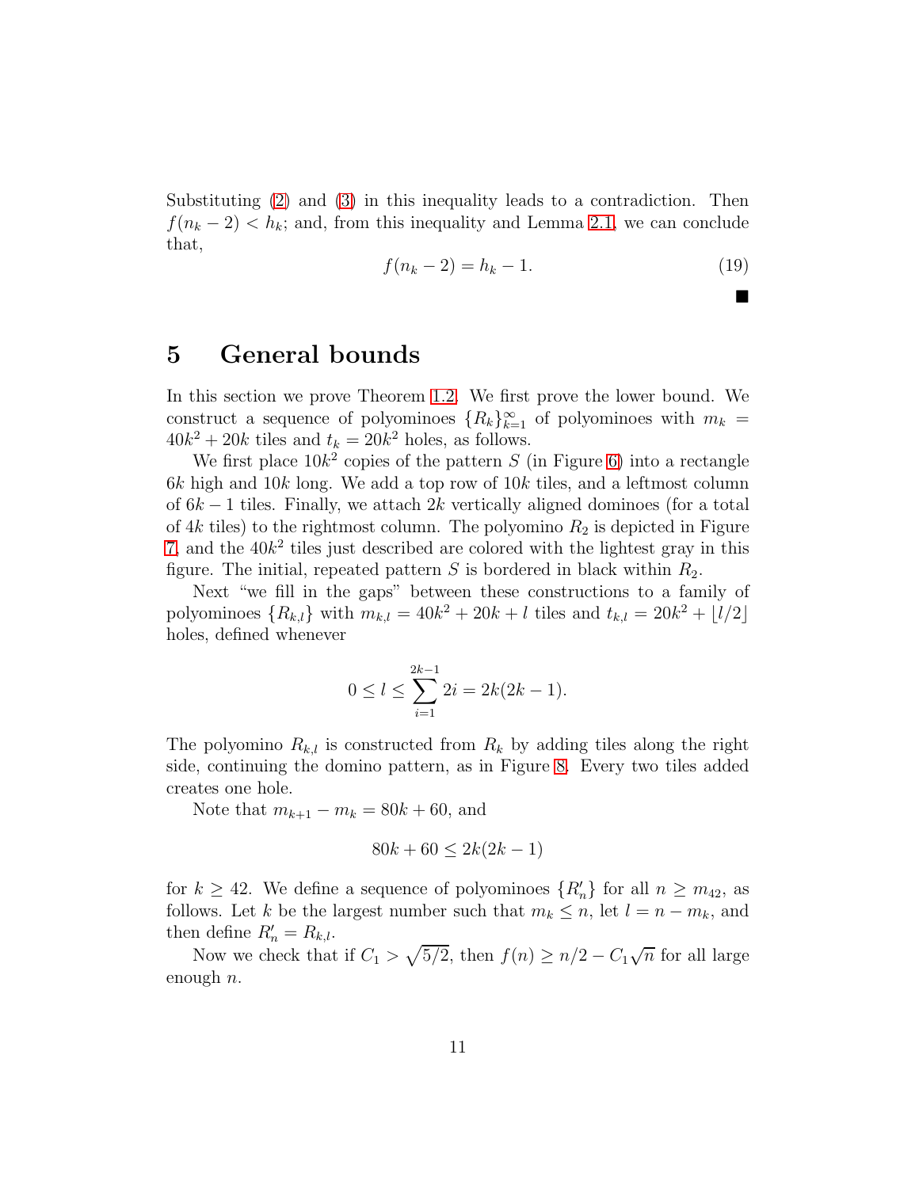Substituting (2) and (3) in this inequality leads to a contradiction. Then $f(n_k - 2) < h_k$; and, from this inequality and Lemma 2.1, we can conclude that,

$$f(n_k - 2) = h_k - 1. \tag{19}$$

■

# 5 General bounds

In this section we prove Theorem 1.2. We first prove the lower bound. We construct a sequence of polyominoes $\{R_k\}_{k=1}^{\infty}$ of polyominoes with $m_k = 40k^2 + 20k$ tiles and $t_k = 20k^2$ holes, as follows.

We first place $10k^2$ copies of the pattern $S$ (in Figure 6) into a rectangle $6k$ high and $10k$ long. We add a top row of $10k$ tiles, and a leftmost column of $6k - 1$ tiles. Finally, we attach $2k$ vertically aligned dominoes (for a total of $4k$ tiles) to the rightmost column. The polyomino $R_2$ is depicted in Figure 7, and the $40k^2$ tiles just described are colored with the lightest gray in this figure. The initial, repeated pattern $S$ is bordered in black within $R_2$.

Next "we fill in the gaps" between these constructions to a family of polyominoes $\{R_{k,l}\}$ with $m_{k,l} = 40k^2 + 20k + l$ tiles and $t_{k,l} = 20k^2 + \lfloor l/2 \rfloor$ holes, defined whenever

$$0 \leq l \leq \sum_{i=1}^{2k-1} 2i = 2k(2k - 1).$$

The polyomino $R_{k,l}$ is constructed from $R_k$ by adding tiles along the right side, continuing the domino pattern, as in Figure 8. Every two tiles added creates one hole.

Note that $m_{k+1} - m_k = 80k + 60$, and

$$80k + 60 \leq 2k(2k - 1)$$

for $k \geq 42$. We define a sequence of polyominoes $\{R'_n\}$ for all $n \geq m_{42}$, as follows. Let $k$ be the largest number such that $m_k \leq n$, let $l = n - m_k$, and then define $R'_n = R_{k,l}$.

Now we check that if $C_1 > \sqrt{5/2}$, then $f(n) \geq n/2 - C_1\sqrt{n}$ for all large enough $n$.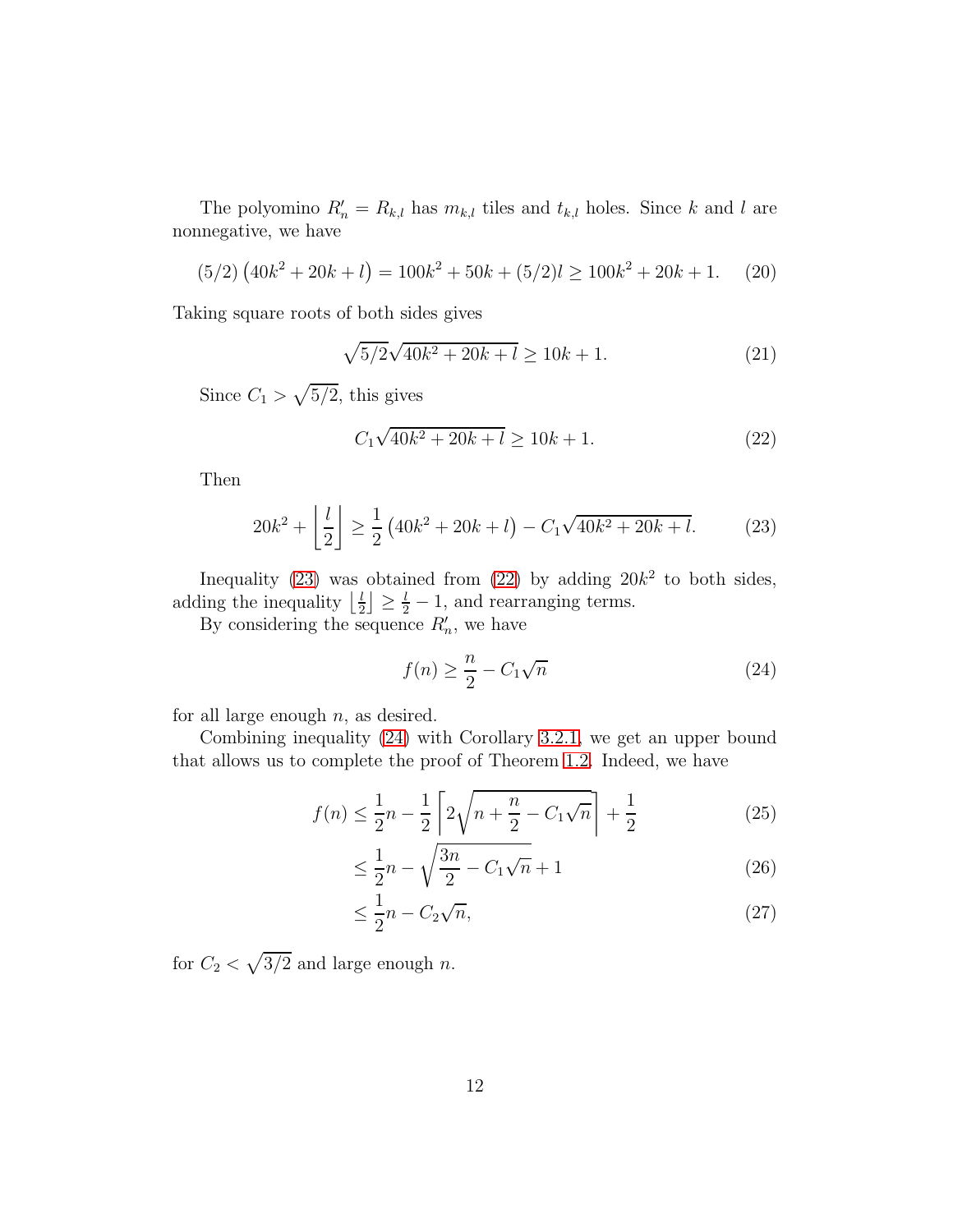The polyomino $R'_n = R_{k,l}$ has $m_{k,l}$ tiles and $t_{k,l}$ holes. Since $k$ and $l$ are nonnegative, we have

$$(5/2)\left(40k^2 + 20k + l\right) = 100k^2 + 50k + (5/2)l \geq 100k^2 + 20k + 1. \tag{20}$$

Taking square roots of both sides gives

$$\sqrt{5/2}\sqrt{40k^2 + 20k + l} \geq 10k + 1. \tag{21}$$

Since $C_1 > \sqrt{5/2}$, this gives

$$C_1\sqrt{40k^2 + 20k + l} \geq 10k + 1. \tag{22}$$

Then

$$20k^2 + \left\lfloor \frac{l}{2} \right\rfloor \geq \frac{1}{2}\left(40k^2 + 20k + l\right) - C_1\sqrt{40k^2 + 20k + l}. \tag{23}$$

Inequality (23) was obtained from (22) by adding $20k^2$ to both sides, adding the inequality $\left\lfloor \frac{l}{2} \right\rfloor \geq \frac{l}{2} - 1$, and rearranging terms.

By considering the sequence $R'_n$, we have

$$f(n) \geq \frac{n}{2} - C_1\sqrt{n} \tag{24}$$

for all large enough $n$, as desired.

Combining inequality (24) with Corollary 3.2.1, we get an upper bound that allows us to complete the proof of Theorem 1.2. Indeed, we have

$$f(n) \leq \frac{1}{2}n - \frac{1}{2}\left\lceil 2\sqrt{n + \frac{n}{2} - C_1\sqrt{n}} \right\rceil + \frac{1}{2} \tag{25}$$

$$\leq \frac{1}{2}n - \sqrt{\frac{3n}{2} - C_1\sqrt{n}} + 1 \tag{26}$$

$$\leq \frac{1}{2}n - C_2\sqrt{n}, \tag{27}$$

for $C_2 < \sqrt{3/2}$ and large enough $n$.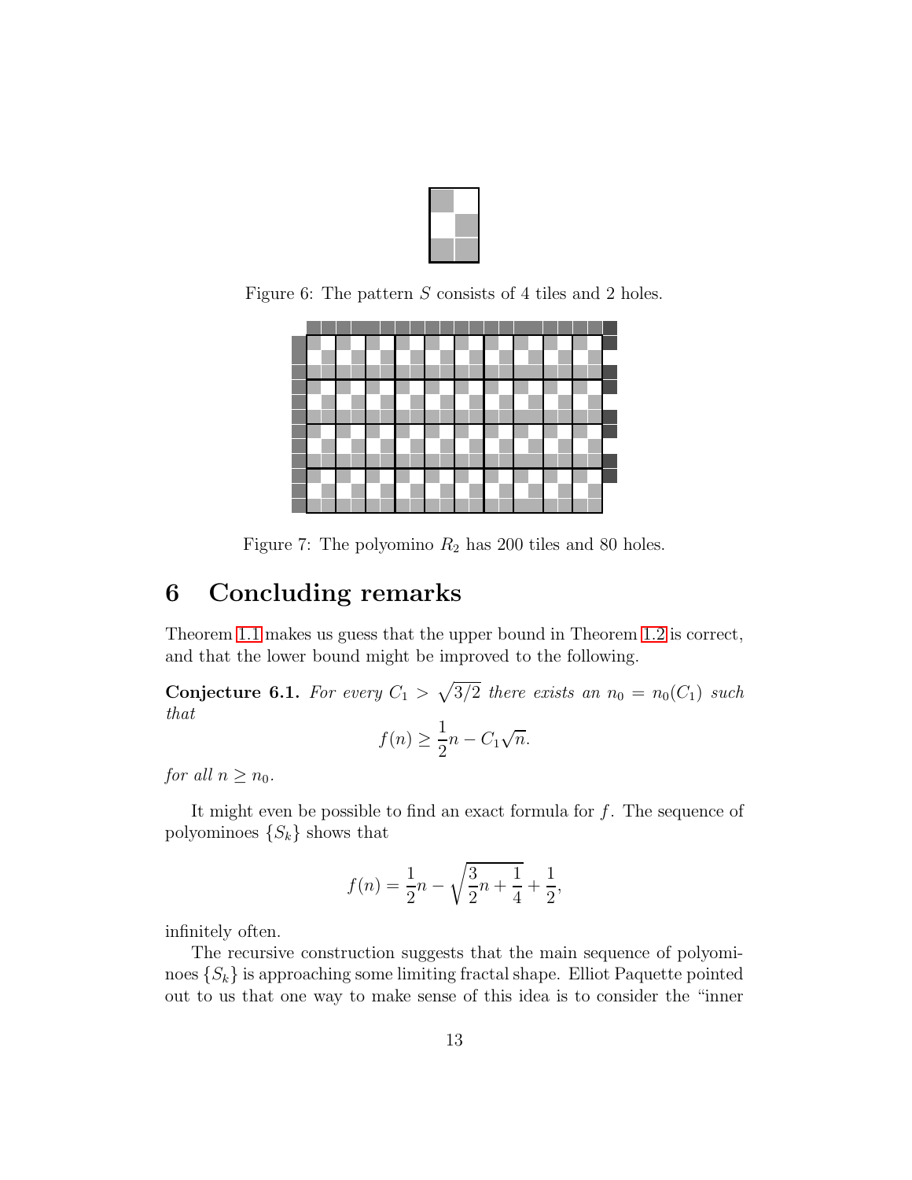Figure 6: The pattern $S$ consists of 4 tiles and 2 holes.

Figure 7: The polyomino $R_2$ has 200 tiles and 80 holes.

# 6 Concluding remarks

Theorem 1.1 makes us guess that the upper bound in Theorem 1.2 is correct, and that the lower bound might be improved to the following.

**Conjecture 6.1.** *For every $C_1 > \sqrt{3/2}$ there exists an $n_0 = n_0(C_1)$ such that*

$$f(n) \geq \frac{1}{2}n - C_1\sqrt{n}.$$

*for all $n \geq n_0$.*

It might even be possible to find an exact formula for $f$. The sequence of polyominoes $\{S_k\}$ shows that

$$f(n) = \frac{1}{2}n - \sqrt{\frac{3}{2}n + \frac{1}{4}} + \frac{1}{2},$$

infinitely often.

The recursive construction suggests that the main sequence of polyominoes $\{S_k\}$ is approaching some limiting fractal shape. Elliot Paquette pointed out to us that one way to make sense of this idea is to consider the "inner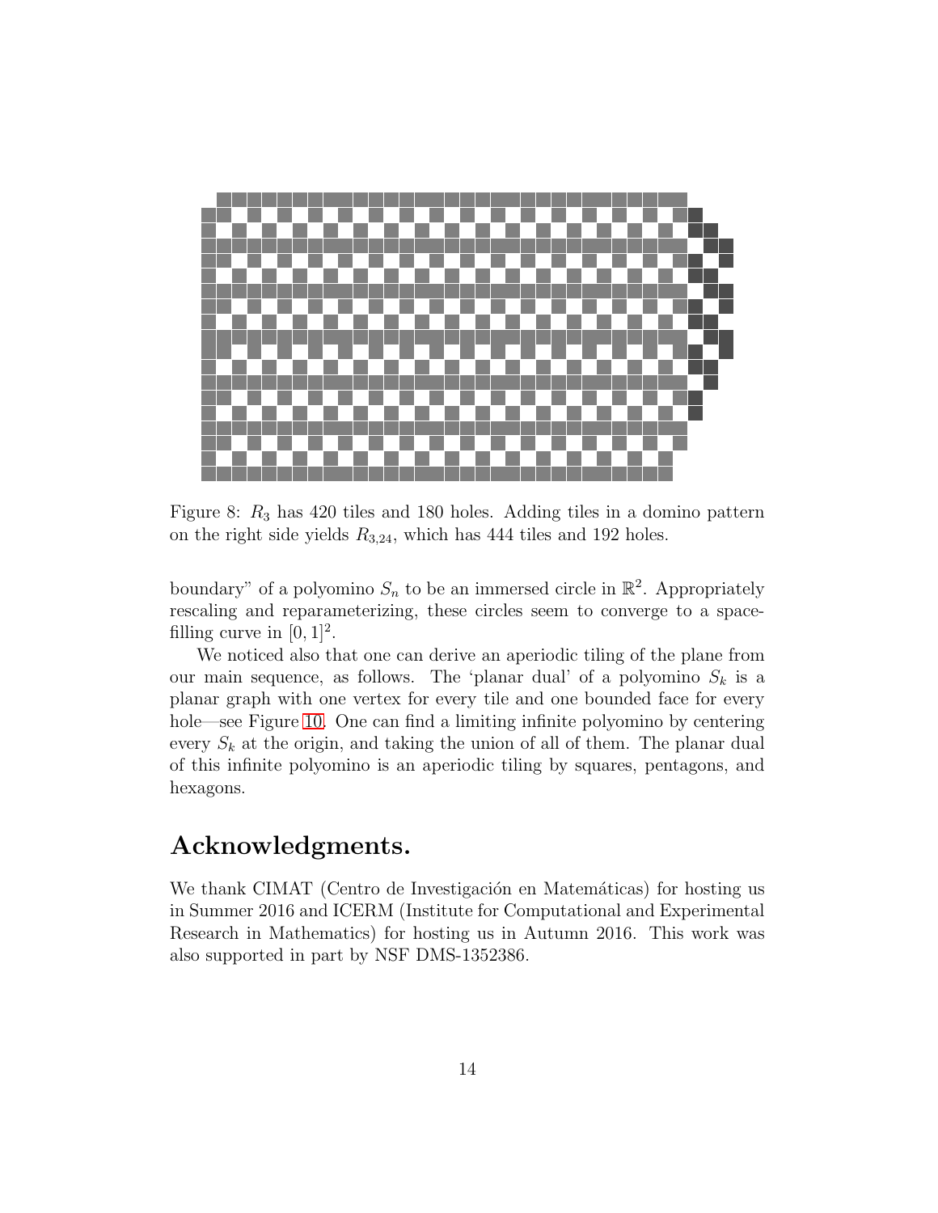Figure 8: $R_3$ has 420 tiles and 180 holes. Adding tiles in a domino pattern on the right side yields $R_{3,24}$, which has 444 tiles and 192 holes.

boundary" of a polyomino $S_n$ to be an immersed circle in $\mathbb{R}^2$. Appropriately rescaling and reparameterizing, these circles seem to converge to a space-filling curve in $[0, 1]^2$.

We noticed also that one can derive an aperiodic tiling of the plane from our main sequence, as follows. The 'planar dual' of a polyomino $S_k$ is a planar graph with one vertex for every tile and one bounded face for every hole—see Figure 10. One can find a limiting infinite polyomino by centering every $S_k$ at the origin, and taking the union of all of them. The planar dual of this infinite polyomino is an aperiodic tiling by squares, pentagons, and hexagons.

## Acknowledgments.

We thank CIMAT (Centro de Investigación en Matemáticas) for hosting us in Summer 2016 and ICERM (Institute for Computational and Experimental Research in Mathematics) for hosting us in Autumn 2016. This work was also supported in part by NSF DMS-1352386.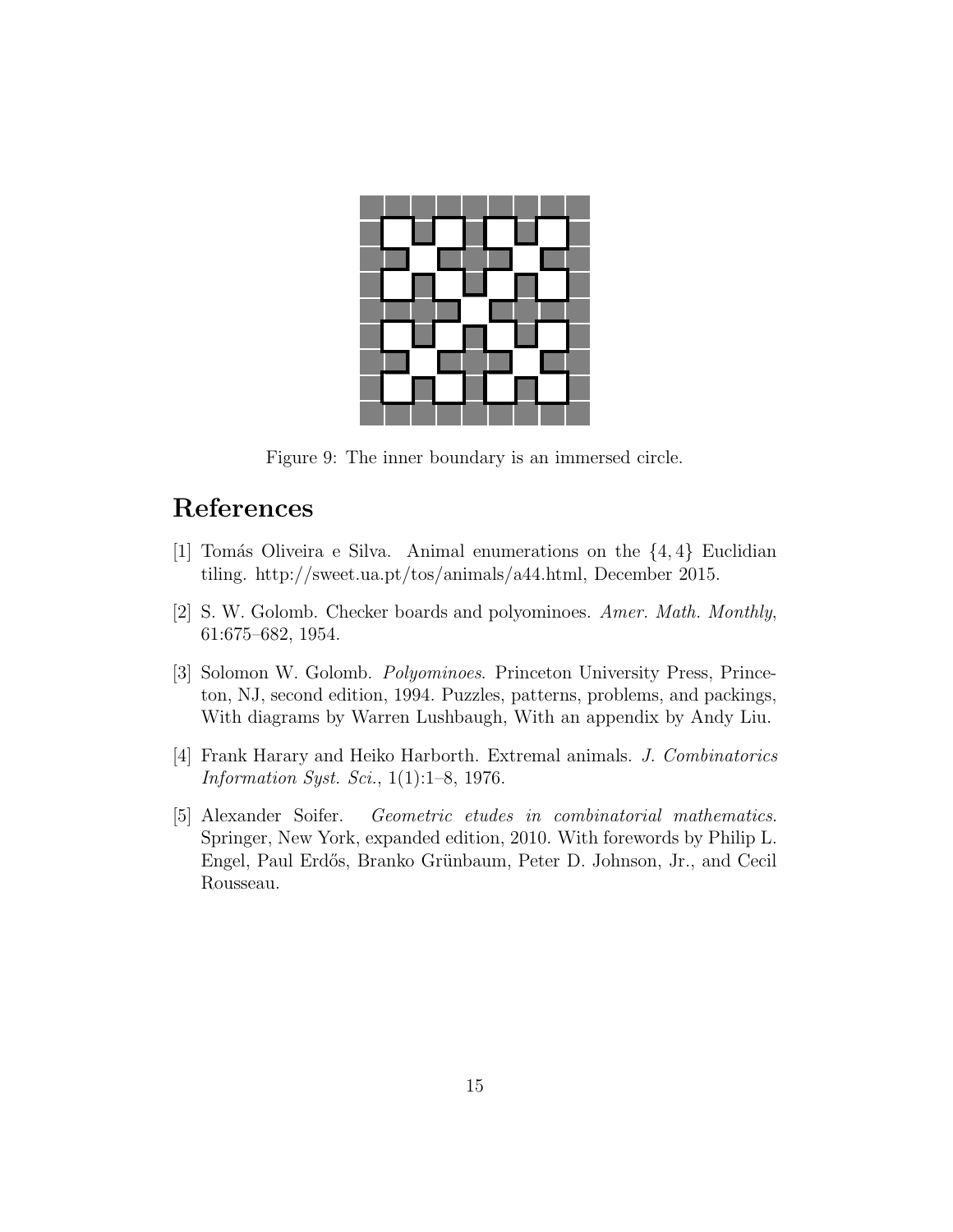Figure 9: The inner boundary is an immersed circle.

## References

[1] Tomás Oliveira e Silva. Animal enumerations on the $\{4, 4\}$ Euclidian tiling. http://sweet.ua.pt/tos/animals/a44.html, December 2015.

[2] S. W. Golomb. Checker boards and polyominoes. *Amer. Math. Monthly*, 61:675–682, 1954.

[3] Solomon W. Golomb. *Polyominoes*. Princeton University Press, Princeton, NJ, second edition, 1994. Puzzles, patterns, problems, and packings, With diagrams by Warren Lushbaugh, With an appendix by Andy Liu.

[4] Frank Harary and Heiko Harborth. Extremal animals. *J. Combinatorics Information Syst. Sci.*, 1(1):1–8, 1976.

[5] Alexander Soifer. *Geometric etudes in combinatorial mathematics*. Springer, New York, expanded edition, 2010. With forewords by Philip L. Engel, Paul Erdős, Branko Grünbaum, Peter D. Johnson, Jr., and Cecil Rousseau.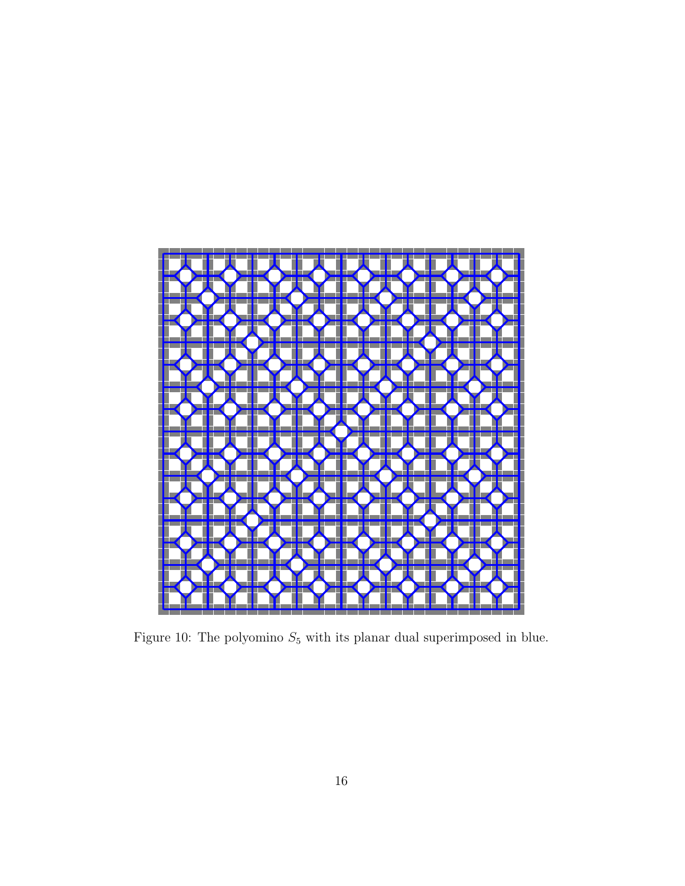Figure 10: The polyomino $S_5$ with its planar dual superimposed in blue.